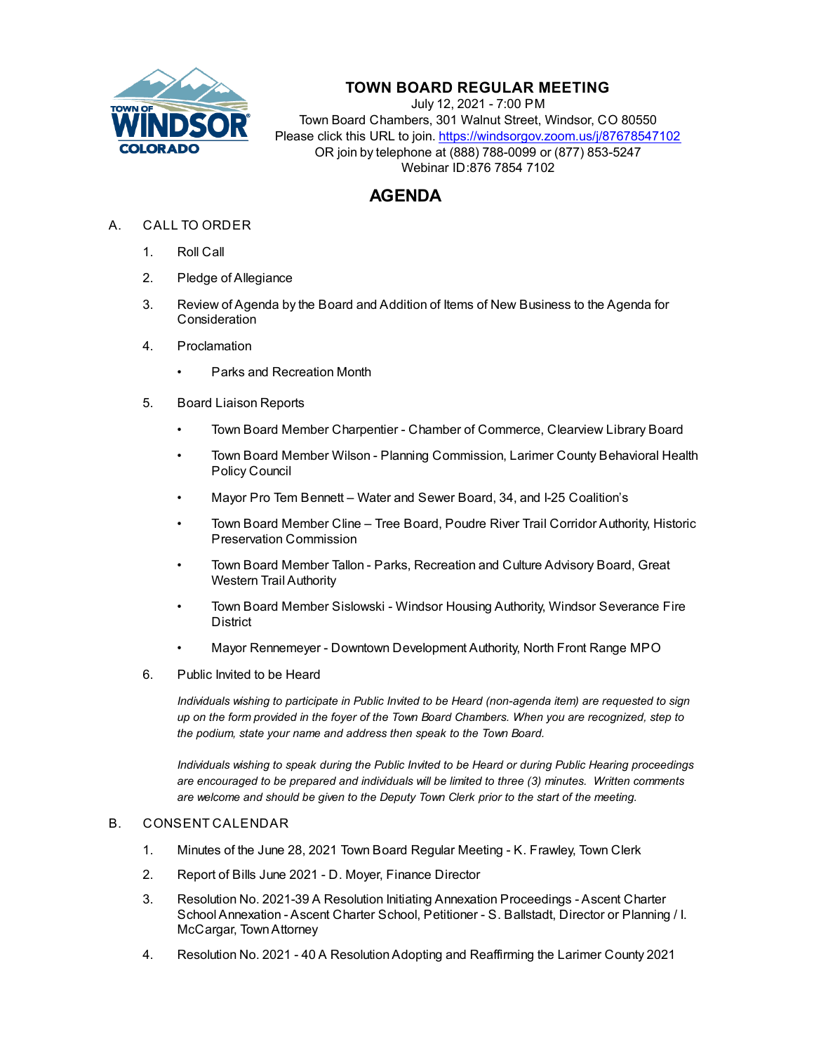# TOWN BOARD REGULAR MEETING

July 12, 2021 - 7:00 PM
Town Board Chambers, 301 Walnut Street, Windsor, CO 80550
Please click this URL to join. https://windsorgov.zoom.us/j/87678547102
OR join by telephone at (888) 788-0099 or (877) 853-5247
Webinar ID:876 7854 7102

## AGENDA

A. CALL TO ORDER

1. Roll Call
2. Pledge of Allegiance
3. Review of Agenda by the Board and Addition of Items of New Business to the Agenda for Consideration
4. Proclamation
   - Parks and Recreation Month
5. Board Liaison Reports
   - Town Board Member Charpentier - Chamber of Commerce, Clearview Library Board
   - Town Board Member Wilson - Planning Commission, Larimer County Behavioral Health Policy Council
   - Mayor Pro Tem Bennett – Water and Sewer Board, 34, and I-25 Coalition's
   - Town Board Member Cline – Tree Board, Poudre River Trail Corridor Authority, Historic Preservation Commission
   - Town Board Member Tallon - Parks, Recreation and Culture Advisory Board, Great Western Trail Authority
   - Town Board Member Sislowski - Windsor Housing Authority, Windsor Severance Fire District
   - Mayor Rennemeyer - Downtown Development Authority, North Front Range MPO
6. Public Invited to be Heard

   *Individuals wishing to participate in Public Invited to be Heard (non-agenda item) are requested to sign up on the form provided in the foyer of the Town Board Chambers. When you are recognized, step to the podium, state your name and address then speak to the Town Board.*

   *Individuals wishing to speak during the Public Invited to be Heard or during Public Hearing proceedings are encouraged to be prepared and individuals will be limited to three (3) minutes. Written comments are welcome and should be given to the Deputy Town Clerk prior to the start of the meeting.*

B. CONSENT CALENDAR

1. Minutes of the June 28, 2021 Town Board Regular Meeting - K. Frawley, Town Clerk
2. Report of Bills June 2021 - D. Moyer, Finance Director
3. Resolution No. 2021-39 A Resolution Initiating Annexation Proceedings - Ascent Charter School Annexation - Ascent Charter School, Petitioner - S. Ballstadt, Director or Planning / I. McCargar, Town Attorney
4. Resolution No. 2021 - 40 A Resolution Adopting and Reaffirming the Larimer County 2021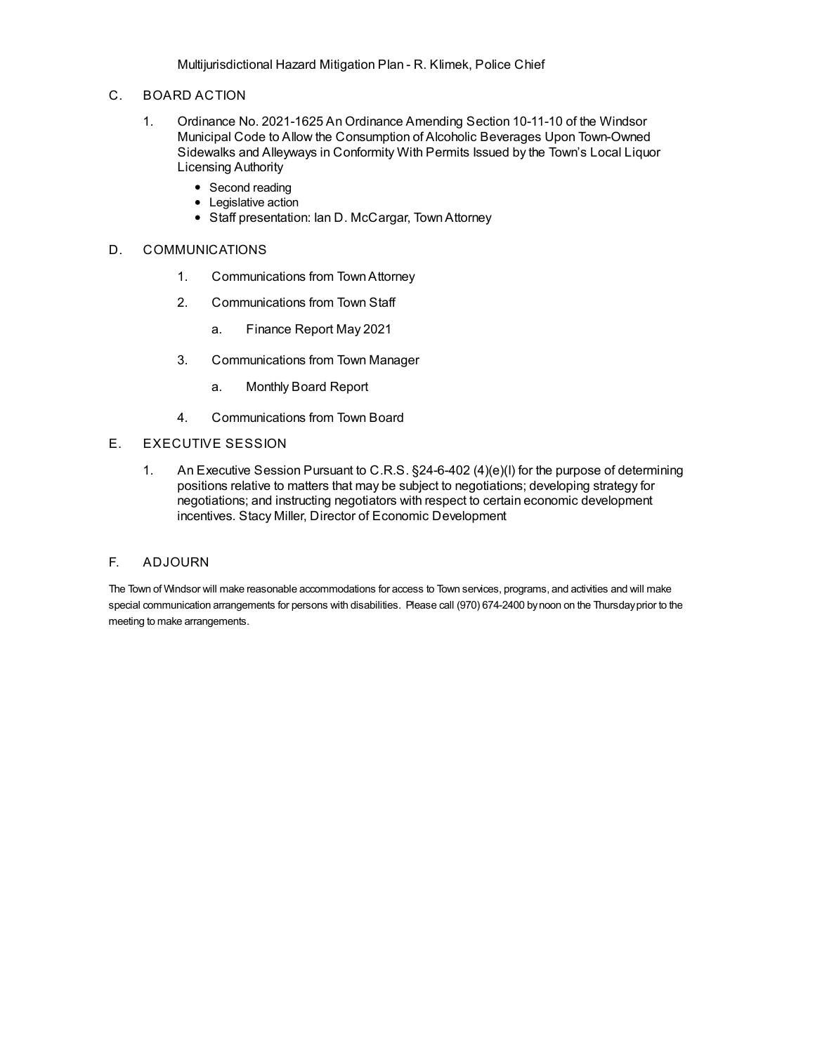Multijurisdictional Hazard Mitigation Plan - R. Klimek, Police Chief

C. BOARD ACTION

1. Ordinance No. 2021-1625 An Ordinance Amending Section 10-11-10 of the Windsor Municipal Code to Allow the Consumption of Alcoholic Beverages Upon Town-Owned Sidewalks and Alleyways in Conformity With Permits Issued by the Town's Local Liquor Licensing Authority
   - Second reading
   - Legislative action
   - Staff presentation: Ian D. McCargar, Town Attorney

D. COMMUNICATIONS

1. Communications from Town Attorney
2. Communications from Town Staff
   a. Finance Report May 2021
3. Communications from Town Manager
   a. Monthly Board Report
4. Communications from Town Board

E. EXECUTIVE SESSION

1. An Executive Session Pursuant to C.R.S. §24-6-402 (4)(e)(I) for the purpose of determining positions relative to matters that may be subject to negotiations; developing strategy for negotiations; and instructing negotiators with respect to certain economic development incentives. Stacy Miller, Director of Economic Development

F. ADJOURN

The Town of Windsor will make reasonable accommodations for access to Town services, programs, and activities and will make special communication arrangements for persons with disabilities. Please call (970) 674-2400 by noon on the Thursday prior to the meeting to make arrangements.